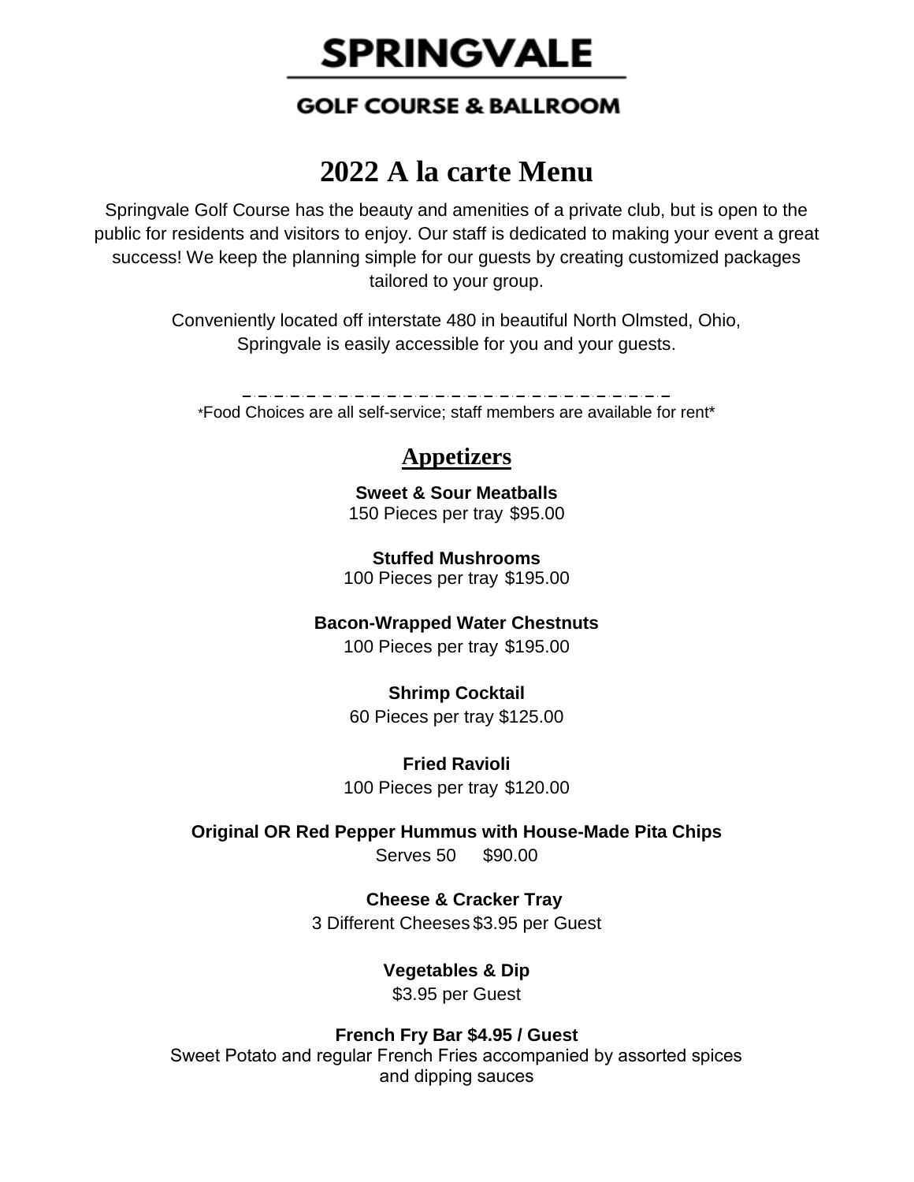# SPRINGVALE

## GOLF COURSE & BALLROOM

# 2022 A la carte Menu

Springvale Golf Course has the beauty and amenities of a private club, but is open to the public for residents and visitors to enjoy. Our staff is dedicated to making your event a great success! We keep the planning simple for our guests by creating customized packages tailored to your group.

Conveniently located off interstate 480 in beautiful North Olmsted, Ohio, Springvale is easily accessible for you and your guests.

---

*Food Choices are all self-service; staff members are available for rent*

## Appetizers

**Sweet & Sour Meatballs**
150 Pieces per tray $95.00

**Stuffed Mushrooms**
100 Pieces per tray $195.00

**Bacon-Wrapped Water Chestnuts**
100 Pieces per tray $195.00

**Shrimp Cocktail**
60 Pieces per tray $125.00

**Fried Ravioli**
100 Pieces per tray $120.00

**Original OR Red Pepper Hummus with House-Made Pita Chips**
Serves 50 $90.00

**Cheese & Cracker Tray**
3 Different Cheeses $3.95 per Guest

**Vegetables & Dip**
$3.95 per Guest

**French Fry Bar $4.95 / Guest**
Sweet Potato and regular French Fries accompanied by assorted spices and dipping sauces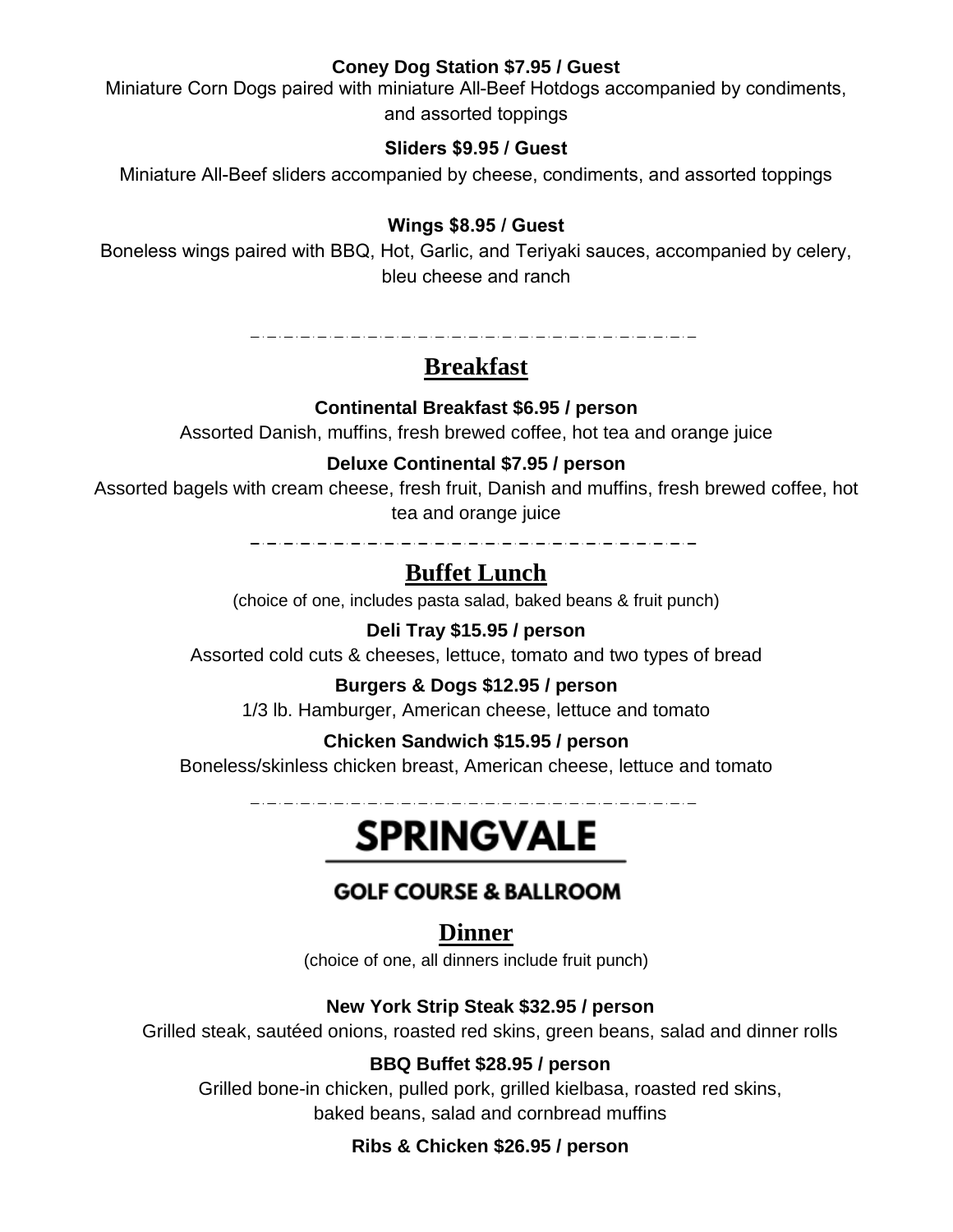**Coney Dog Station $7.95 / Guest**

Miniature Corn Dogs paired with miniature All-Beef Hotdogs accompanied by condiments, and assorted toppings

**Sliders $9.95 / Guest**

Miniature All-Beef sliders accompanied by cheese, condiments, and assorted toppings

**Wings $8.95 / Guest**

Boneless wings paired with BBQ, Hot, Garlic, and Teriyaki sauces, accompanied by celery, bleu cheese and ranch

---

## Breakfast

**Continental Breakfast $6.95 / person**

Assorted Danish, muffins, fresh brewed coffee, hot tea and orange juice

**Deluxe Continental $7.95 / person**

Assorted bagels with cream cheese, fresh fruit, Danish and muffins, fresh brewed coffee, hot tea and orange juice

---

## Buffet Lunch

(choice of one, includes pasta salad, baked beans & fruit punch)

**Deli Tray $15.95 / person**

Assorted cold cuts & cheeses, lettuce, tomato and two types of bread

**Burgers & Dogs $12.95 / person**

1/3 lb. Hamburger, American cheese, lettuce and tomato

**Chicken Sandwich $15.95 / person**

Boneless/skinless chicken breast, American cheese, lettuce and tomato

---

# SPRINGVALE

### GOLF COURSE & BALLROOM

## Dinner

(choice of one, all dinners include fruit punch)

**New York Strip Steak $32.95 / person**

Grilled steak, sautéed onions, roasted red skins, green beans, salad and dinner rolls

**BBQ Buffet $28.95 / person**

Grilled bone-in chicken, pulled pork, grilled kielbasa, roasted red skins, baked beans, salad and cornbread muffins

**Ribs & Chicken $26.95 / person**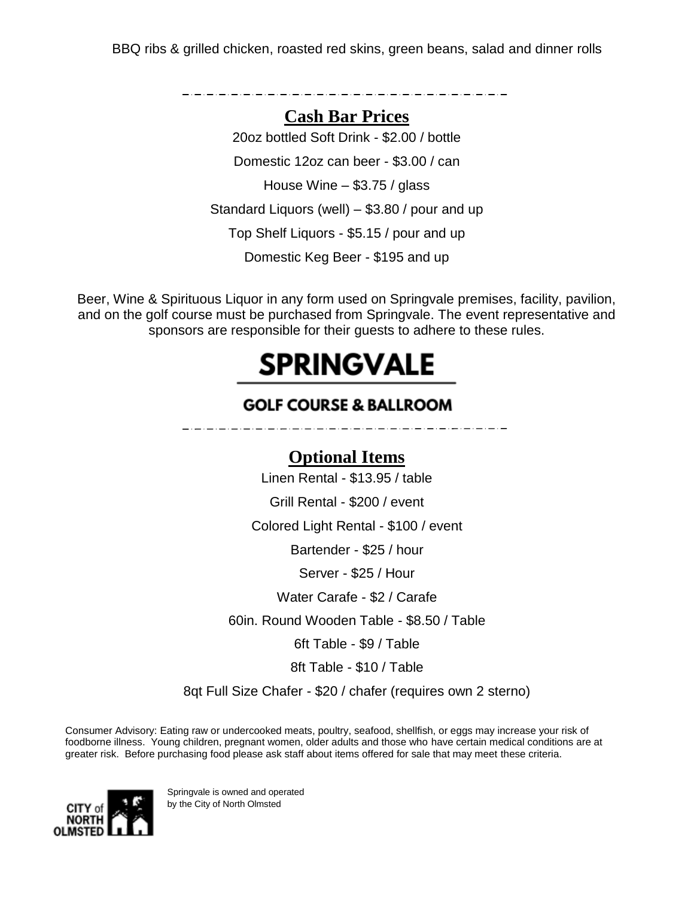BBQ ribs & grilled chicken, roasted red skins, green beans, salad and dinner rolls

## Cash Bar Prices

20oz bottled Soft Drink - $2.00 / bottle

Domestic 12oz can beer - $3.00 / can

House Wine – $3.75 / glass

Standard Liquors (well) – $3.80 / pour and up

Top Shelf Liquors - $5.15 / pour and up

Domestic Keg Beer - $195 and up

Beer, Wine & Spirituous Liquor in any form used on Springvale premises, facility, pavilion, and on the golf course must be purchased from Springvale. The event representative and sponsors are responsible for their guests to adhere to these rules.

**SPRINGVALE**

**GOLF COURSE & BALLROOM**

## Optional Items

Linen Rental - $13.95 / table

Grill Rental - $200 / event

Colored Light Rental - $100 / event

Bartender - $25 / hour

Server - $25 / Hour

Water Carafe - $2 / Carafe

60in. Round Wooden Table - $8.50 / Table

6ft Table - $9 / Table

8ft Table - $10 / Table

8qt Full Size Chafer - $20 / chafer (requires own 2 sterno)

Consumer Advisory: Eating raw or undercooked meats, poultry, seafood, shellfish, or eggs may increase your risk of foodborne illness. Young children, pregnant women, older adults and those who have certain medical conditions are at greater risk. Before purchasing food please ask staff about items offered for sale that may meet these criteria.

CITY of NORTH OLMSTED

Springvale is owned and operated by the City of North Olmsted